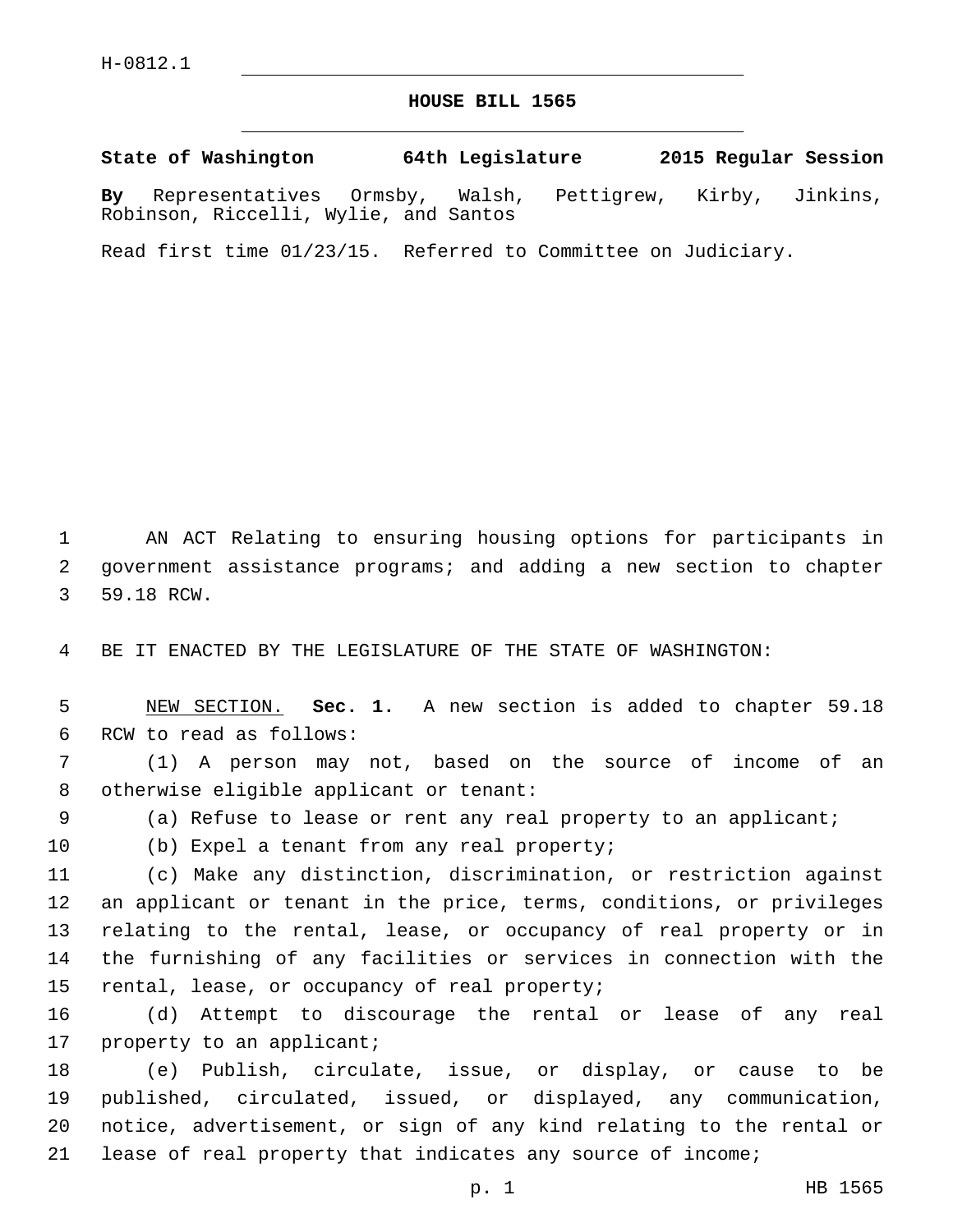H-0812.1

# HOUSE BILL 1565

**State of Washington 64th Legislature 2015 Regular Session**

**By** Representatives Ormsby, Walsh, Pettigrew, Kirby, Jinkins, Robinson, Riccelli, Wylie, and Santos

Read first time 01/23/15. Referred to Committee on Judiciary.

AN ACT Relating to ensuring housing options for participants in government assistance programs; and adding a new section to chapter 59.18 RCW.

BE IT ENACTED BY THE LEGISLATURE OF THE STATE OF WASHINGTON:

NEW SECTION. **Sec. 1.** A new section is added to chapter 59.18 RCW to read as follows:

(1) A person may not, based on the source of income of an otherwise eligible applicant or tenant:

(a) Refuse to lease or rent any real property to an applicant;

(b) Expel a tenant from any real property;

(c) Make any distinction, discrimination, or restriction against an applicant or tenant in the price, terms, conditions, or privileges relating to the rental, lease, or occupancy of real property or in the furnishing of any facilities or services in connection with the rental, lease, or occupancy of real property;

(d) Attempt to discourage the rental or lease of any real property to an applicant;

(e) Publish, circulate, issue, or display, or cause to be published, circulated, issued, or displayed, any communication, notice, advertisement, or sign of any kind relating to the rental or lease of real property that indicates any source of income;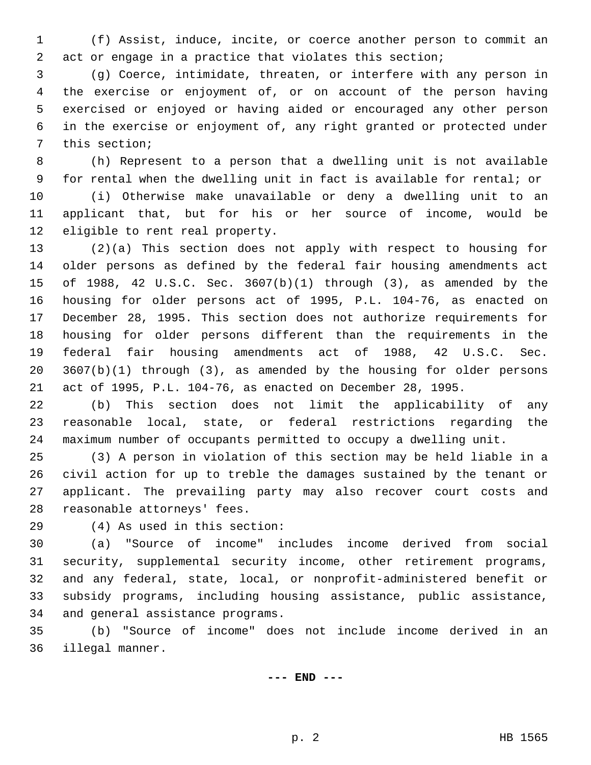(f) Assist, induce, incite, or coerce another person to commit an act or engage in a practice that violates this section;

(g) Coerce, intimidate, threaten, or interfere with any person in the exercise or enjoyment of, or on account of the person having exercised or enjoyed or having aided or encouraged any other person in the exercise or enjoyment of, any right granted or protected under this section;

(h) Represent to a person that a dwelling unit is not available for rental when the dwelling unit in fact is available for rental; or

(i) Otherwise make unavailable or deny a dwelling unit to an applicant that, but for his or her source of income, would be eligible to rent real property.

(2)(a) This section does not apply with respect to housing for older persons as defined by the federal fair housing amendments act of 1988, 42 U.S.C. Sec. 3607(b)(1) through (3), as amended by the housing for older persons act of 1995, P.L. 104-76, as enacted on December 28, 1995. This section does not authorize requirements for housing for older persons different than the requirements in the federal fair housing amendments act of 1988, 42 U.S.C. Sec. 3607(b)(1) through (3), as amended by the housing for older persons act of 1995, P.L. 104-76, as enacted on December 28, 1995.

(b) This section does not limit the applicability of any reasonable local, state, or federal restrictions regarding the maximum number of occupants permitted to occupy a dwelling unit.

(3) A person in violation of this section may be held liable in a civil action for up to treble the damages sustained by the tenant or applicant. The prevailing party may also recover court costs and reasonable attorneys' fees.

(4) As used in this section:

(a) "Source of income" includes income derived from social security, supplemental security income, other retirement programs, and any federal, state, local, or nonprofit-administered benefit or subsidy programs, including housing assistance, public assistance, and general assistance programs.

(b) "Source of income" does not include income derived in an illegal manner.

**--- END ---**